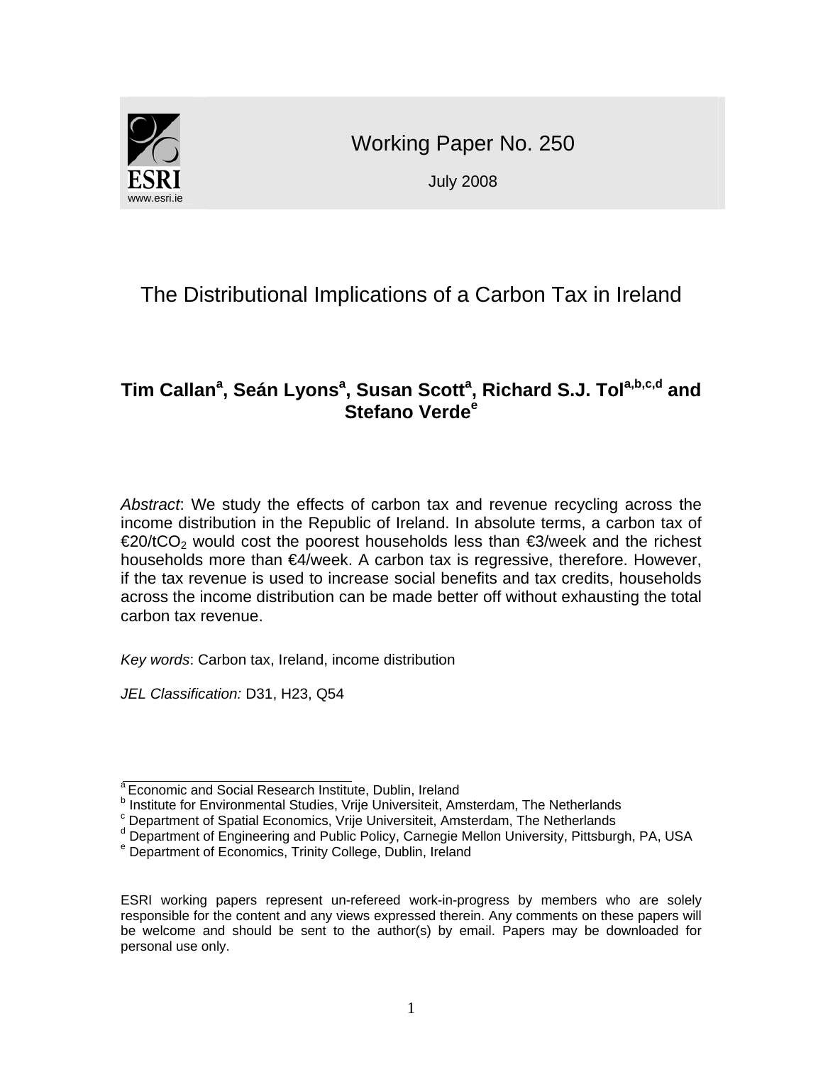ESRI

www.esri.ie

Working Paper No. 250

July 2008

# The Distributional Implications of a Carbon Tax in Ireland

**Tim Callan[a], Seán Lyons[a], Susan Scott[a], Richard S.J. Tol[a,b,c,d] and Stefano Verde[e]**

*Abstract*: We study the effects of carbon tax and revenue recycling across the income distribution in the Republic of Ireland. In absolute terms, a carbon tax of €20/t$CO_2$ would cost the poorest households less than €3/week and the richest households more than €4/week. A carbon tax is regressive, therefore. However, if the tax revenue is used to increase social benefits and tax credits, households across the income distribution can be made better off without exhausting the total carbon tax revenue.

*Key words*: Carbon tax, Ireland, income distribution

*JEL Classification:* D31, H23, Q54

[a] Economic and Social Research Institute, Dublin, Ireland
[b] Institute for Environmental Studies, Vrije Universiteit, Amsterdam, The Netherlands
[c] Department of Spatial Economics, Vrije Universiteit, Amsterdam, The Netherlands
[d] Department of Engineering and Public Policy, Carnegie Mellon University, Pittsburgh, PA, USA
[e] Department of Economics, Trinity College, Dublin, Ireland

ESRI working papers represent un-refereed work-in-progress by members who are solely responsible for the content and any views expressed therein. Any comments on these papers will be welcome and should be sent to the author(s) by email. Papers may be downloaded for personal use only.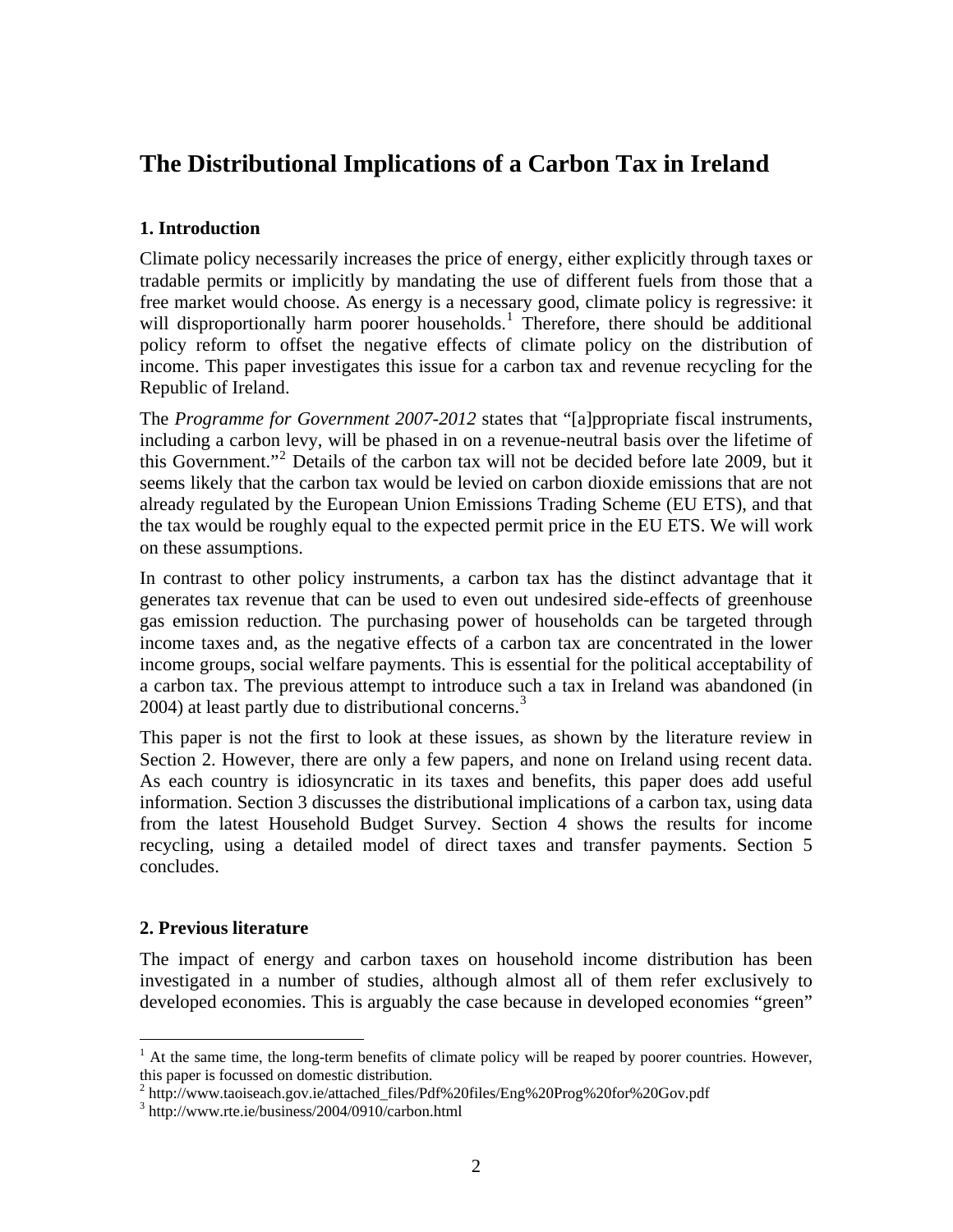# The Distributional Implications of a Carbon Tax in Ireland

### 1. Introduction

Climate policy necessarily increases the price of energy, either explicitly through taxes or tradable permits or implicitly by mandating the use of different fuels from those that a free market would choose. As energy is a necessary good, climate policy is regressive: it will disproportionally harm poorer households.[1] Therefore, there should be additional policy reform to offset the negative effects of climate policy on the distribution of income. This paper investigates this issue for a carbon tax and revenue recycling for the Republic of Ireland.

The *Programme for Government 2007-2012* states that "[a]ppropriate fiscal instruments, including a carbon levy, will be phased in on a revenue-neutral basis over the lifetime of this Government."[2] Details of the carbon tax will not be decided before late 2009, but it seems likely that the carbon tax would be levied on carbon dioxide emissions that are not already regulated by the European Union Emissions Trading Scheme (EU ETS), and that the tax would be roughly equal to the expected permit price in the EU ETS. We will work on these assumptions.

In contrast to other policy instruments, a carbon tax has the distinct advantage that it generates tax revenue that can be used to even out undesired side-effects of greenhouse gas emission reduction. The purchasing power of households can be targeted through income taxes and, as the negative effects of a carbon tax are concentrated in the lower income groups, social welfare payments. This is essential for the political acceptability of a carbon tax. The previous attempt to introduce such a tax in Ireland was abandoned (in 2004) at least partly due to distributional concerns.[3]

This paper is not the first to look at these issues, as shown by the literature review in Section 2. However, there are only a few papers, and none on Ireland using recent data. As each country is idiosyncratic in its taxes and benefits, this paper does add useful information. Section 3 discusses the distributional implications of a carbon tax, using data from the latest Household Budget Survey. Section 4 shows the results for income recycling, using a detailed model of direct taxes and transfer payments. Section 5 concludes.

### 2. Previous literature

The impact of energy and carbon taxes on household income distribution has been investigated in a number of studies, although almost all of them refer exclusively to developed economies. This is arguably the case because in developed economies "green"

---

[1] At the same time, the long-term benefits of climate policy will be reaped by poorer countries. However, this paper is focussed on domestic distribution.

[2] http://www.taoiseach.gov.ie/attached_files/Pdf%20files/Eng%20Prog%20for%20Gov.pdf

[3] http://www.rte.ie/business/2004/0910/carbon.html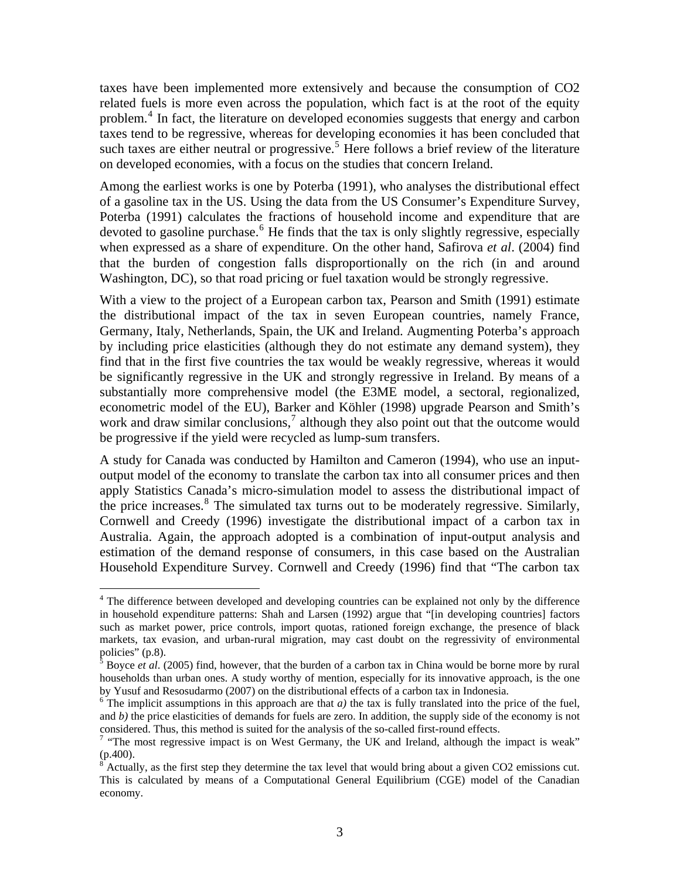taxes have been implemented more extensively and because the consumption of $CO_2$ related fuels is more even across the population, which fact is at the root of the equity problem.[4] In fact, the literature on developed economies suggests that energy and carbon taxes tend to be regressive, whereas for developing economies it has been concluded that such taxes are either neutral or progressive.[5] Here follows a brief review of the literature on developed economies, with a focus on the studies that concern Ireland.

Among the earliest works is one by Poterba (1991), who analyses the distributional effect of a gasoline tax in the US. Using the data from the US Consumer's Expenditure Survey, Poterba (1991) calculates the fractions of household income and expenditure that are devoted to gasoline purchase.[6] He finds that the tax is only slightly regressive, especially when expressed as a share of expenditure. On the other hand, Safirova *et al*. (2004) find that the burden of congestion falls disproportionally on the rich (in and around Washington, DC), so that road pricing or fuel taxation would be strongly regressive.

With a view to the project of a European carbon tax, Pearson and Smith (1991) estimate the distributional impact of the tax in seven European countries, namely France, Germany, Italy, Netherlands, Spain, the UK and Ireland. Augmenting Poterba's approach by including price elasticities (although they do not estimate any demand system), they find that in the first five countries the tax would be weakly regressive, whereas it would be significantly regressive in the UK and strongly regressive in Ireland. By means of a substantially more comprehensive model (the E3ME model, a sectoral, regionalized, econometric model of the EU), Barker and Köhler (1998) upgrade Pearson and Smith's work and draw similar conclusions,[7] although they also point out that the outcome would be progressive if the yield were recycled as lump-sum transfers.

A study for Canada was conducted by Hamilton and Cameron (1994), who use an input-output model of the economy to translate the carbon tax into all consumer prices and then apply Statistics Canada's micro-simulation model to assess the distributional impact of the price increases.[8] The simulated tax turns out to be moderately regressive. Similarly, Cornwell and Creedy (1996) investigate the distributional impact of a carbon tax in Australia. Again, the approach adopted is a combination of input-output analysis and estimation of the demand response of consumers, in this case based on the Australian Household Expenditure Survey. Cornwell and Creedy (1996) find that "The carbon tax

---

[4] The difference between developed and developing countries can be explained not only by the difference in household expenditure patterns: Shah and Larsen (1992) argue that "[in developing countries] factors such as market power, price controls, import quotas, rationed foreign exchange, the presence of black markets, tax evasion, and urban-rural migration, may cast doubt on the regressivity of environmental policies" (p.8).

[5] Boyce *et al*. (2005) find, however, that the burden of a carbon tax in China would be borne more by rural households than urban ones. A study worthy of mention, especially for its innovative approach, is the one by Yusuf and Resosudarmo (2007) on the distributional effects of a carbon tax in Indonesia.

[6] The implicit assumptions in this approach are that *a)* the tax is fully translated into the price of the fuel, and *b)* the price elasticities of demands for fuels are zero. In addition, the supply side of the economy is not considered. Thus, this method is suited for the analysis of the so-called first-round effects.

[7] "The most regressive impact is on West Germany, the UK and Ireland, although the impact is weak" (p.400).

[8] Actually, as the first step they determine the tax level that would bring about a given $CO_2$ emissions cut. This is calculated by means of a Computational General Equilibrium (CGE) model of the Canadian economy.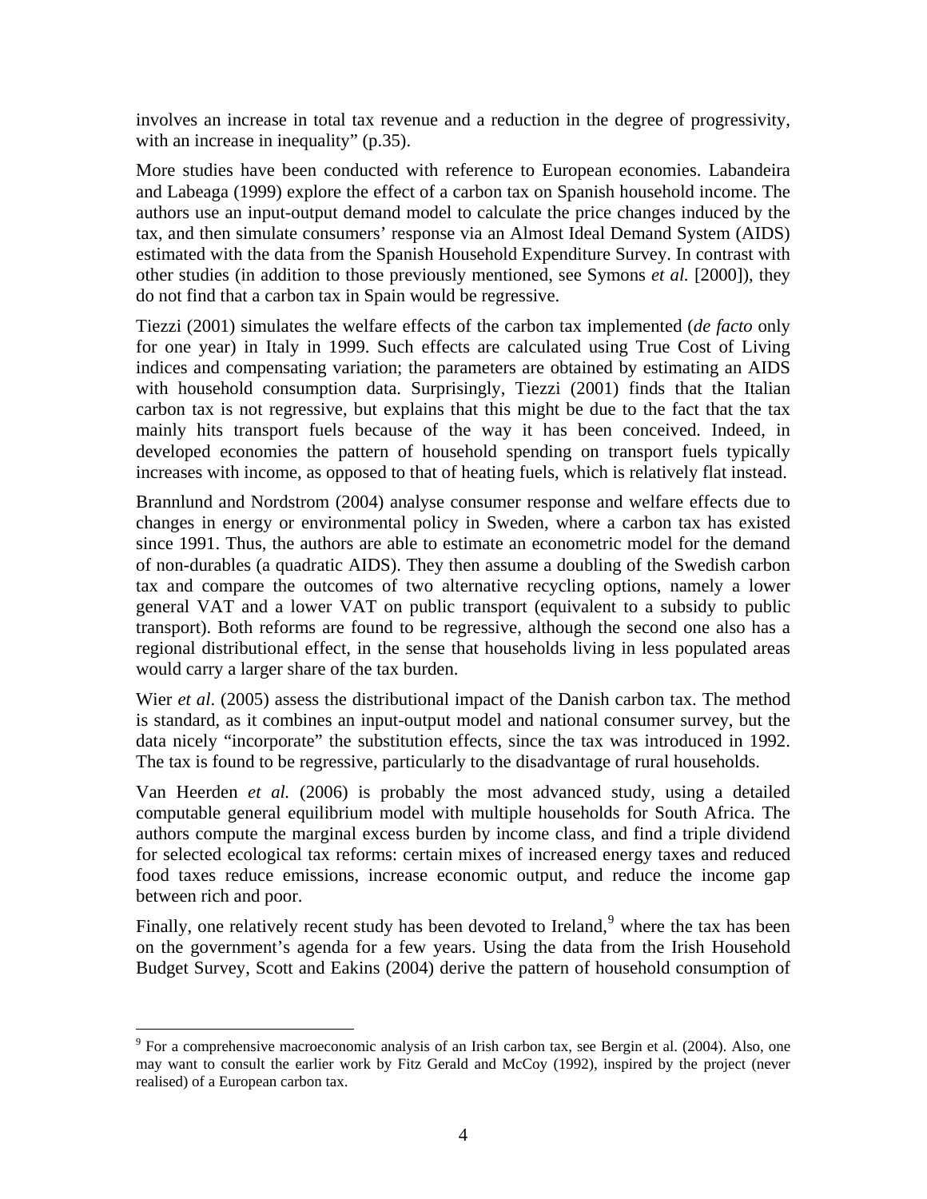involves an increase in total tax revenue and a reduction in the degree of progressivity, with an increase in inequality" (p.35).

More studies have been conducted with reference to European economies. Labandeira and Labeaga (1999) explore the effect of a carbon tax on Spanish household income. The authors use an input-output demand model to calculate the price changes induced by the tax, and then simulate consumers' response via an Almost Ideal Demand System (AIDS) estimated with the data from the Spanish Household Expenditure Survey. In contrast with other studies (in addition to those previously mentioned, see Symons *et al.* [2000]), they do not find that a carbon tax in Spain would be regressive.

Tiezzi (2001) simulates the welfare effects of the carbon tax implemented (*de facto* only for one year) in Italy in 1999. Such effects are calculated using True Cost of Living indices and compensating variation; the parameters are obtained by estimating an AIDS with household consumption data. Surprisingly, Tiezzi (2001) finds that the Italian carbon tax is not regressive, but explains that this might be due to the fact that the tax mainly hits transport fuels because of the way it has been conceived. Indeed, in developed economies the pattern of household spending on transport fuels typically increases with income, as opposed to that of heating fuels, which is relatively flat instead.

Brannlund and Nordstrom (2004) analyse consumer response and welfare effects due to changes in energy or environmental policy in Sweden, where a carbon tax has existed since 1991. Thus, the authors are able to estimate an econometric model for the demand of non-durables (a quadratic AIDS). They then assume a doubling of the Swedish carbon tax and compare the outcomes of two alternative recycling options, namely a lower general VAT and a lower VAT on public transport (equivalent to a subsidy to public transport). Both reforms are found to be regressive, although the second one also has a regional distributional effect, in the sense that households living in less populated areas would carry a larger share of the tax burden.

Wier *et al*. (2005) assess the distributional impact of the Danish carbon tax. The method is standard, as it combines an input-output model and national consumer survey, but the data nicely "incorporate" the substitution effects, since the tax was introduced in 1992. The tax is found to be regressive, particularly to the disadvantage of rural households.

Van Heerden *et al.* (2006) is probably the most advanced study, using a detailed computable general equilibrium model with multiple households for South Africa. The authors compute the marginal excess burden by income class, and find a triple dividend for selected ecological tax reforms: certain mixes of increased energy taxes and reduced food taxes reduce emissions, increase economic output, and reduce the income gap between rich and poor.

Finally, one relatively recent study has been devoted to Ireland,[9] where the tax has been on the government's agenda for a few years. Using the data from the Irish Household Budget Survey, Scott and Eakins (2004) derive the pattern of household consumption of

[9] For a comprehensive macroeconomic analysis of an Irish carbon tax, see Bergin et al. (2004). Also, one may want to consult the earlier work by Fitz Gerald and McCoy (1992), inspired by the project (never realised) of a European carbon tax.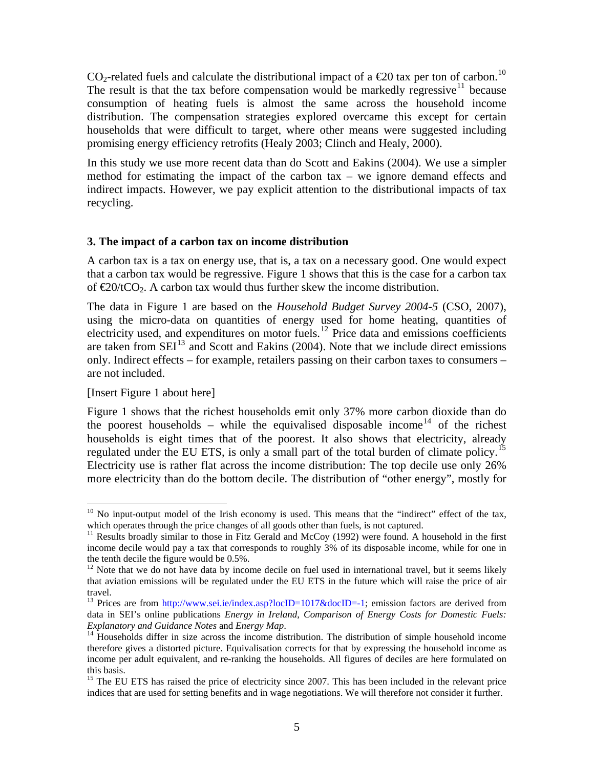$CO_2$-related fuels and calculate the distributional impact of a €20 tax per ton of carbon.[10] The result is that the tax before compensation would be markedly regressive[11] because consumption of heating fuels is almost the same across the household income distribution. The compensation strategies explored overcame this except for certain households that were difficult to target, where other means were suggested including promising energy efficiency retrofits (Healy 2003; Clinch and Healy, 2000).

In this study we use more recent data than do Scott and Eakins (2004). We use a simpler method for estimating the impact of the carbon tax – we ignore demand effects and indirect impacts. However, we pay explicit attention to the distributional impacts of tax recycling.

### 3. The impact of a carbon tax on income distribution

A carbon tax is a tax on energy use, that is, a tax on a necessary good. One would expect that a carbon tax would be regressive. Figure 1 shows that this is the case for a carbon tax of €20/t$CO_2$. A carbon tax would thus further skew the income distribution.

The data in Figure 1 are based on the *Household Budget Survey 2004-5* (CSO, 2007), using the micro-data on quantities of energy used for home heating, quantities of electricity used, and expenditures on motor fuels.[12] Price data and emissions coefficients are taken from SEI[13] and Scott and Eakins (2004). Note that we include direct emissions only. Indirect effects – for example, retailers passing on their carbon taxes to consumers – are not included.

[Insert Figure 1 about here]

Figure 1 shows that the richest households emit only 37% more carbon dioxide than do the poorest households – while the equivalised disposable income[14] of the richest households is eight times that of the poorest. It also shows that electricity, already regulated under the EU ETS, is only a small part of the total burden of climate policy.[15] Electricity use is rather flat across the income distribution: The top decile use only 26% more electricity than do the bottom decile. The distribution of "other energy", mostly for

---

[10] No input-output model of the Irish economy is used. This means that the "indirect" effect of the tax, which operates through the price changes of all goods other than fuels, is not captured.

[11] Results broadly similar to those in Fitz Gerald and McCoy (1992) were found. A household in the first income decile would pay a tax that corresponds to roughly 3% of its disposable income, while for one in the tenth decile the figure would be 0.5%.

[12] Note that we do not have data by income decile on fuel used in international travel, but it seems likely that aviation emissions will be regulated under the EU ETS in the future which will raise the price of air travel.

[13] Prices are from http://www.sei.ie/index.asp?locID=1017&docID=-1; emission factors are derived from data in SEI's online publications *Energy in Ireland*, *Comparison of Energy Costs for Domestic Fuels: Explanatory and Guidance Notes* and *Energy Map*.

[14] Households differ in size across the income distribution. The distribution of simple household income therefore gives a distorted picture. Equivalisation corrects for that by expressing the household income as income per adult equivalent, and re-ranking the households. All figures of deciles are here formulated on this basis.

[15] The EU ETS has raised the price of electricity since 2007. This has been included in the relevant price indices that are used for setting benefits and in wage negotiations. We will therefore not consider it further.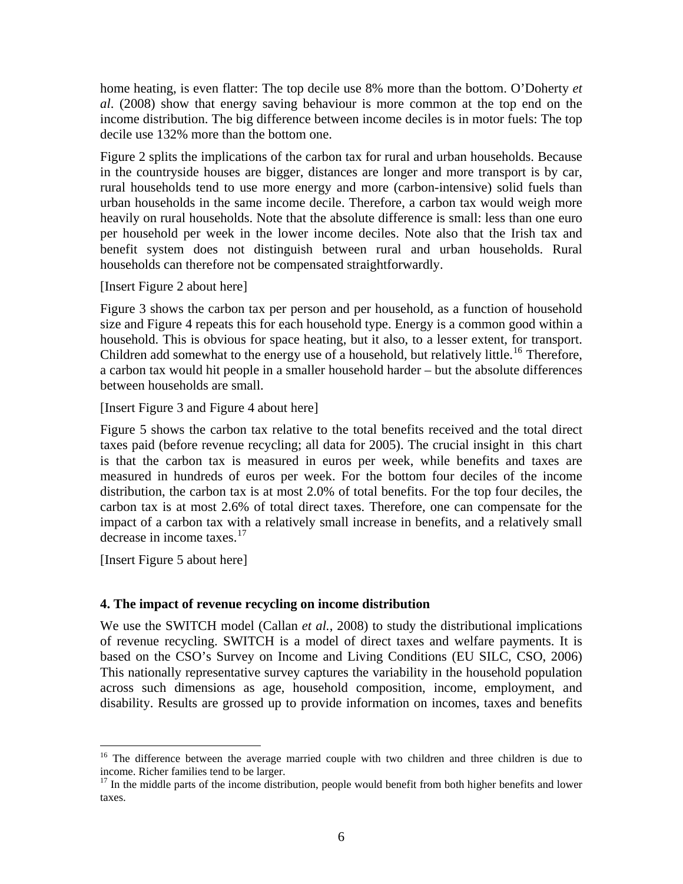home heating, is even flatter: The top decile use 8% more than the bottom. O'Doherty *et al*. (2008) show that energy saving behaviour is more common at the top end on the income distribution. The big difference between income deciles is in motor fuels: The top decile use 132% more than the bottom one.

Figure 2 splits the implications of the carbon tax for rural and urban households. Because in the countryside houses are bigger, distances are longer and more transport is by car, rural households tend to use more energy and more (carbon-intensive) solid fuels than urban households in the same income decile. Therefore, a carbon tax would weigh more heavily on rural households. Note that the absolute difference is small: less than one euro per household per week in the lower income deciles. Note also that the Irish tax and benefit system does not distinguish between rural and urban households. Rural households can therefore not be compensated straightforwardly.

[Insert Figure 2 about here]

Figure 3 shows the carbon tax per person and per household, as a function of household size and Figure 4 repeats this for each household type. Energy is a common good within a household. This is obvious for space heating, but it also, to a lesser extent, for transport. Children add somewhat to the energy use of a household, but relatively little.[16] Therefore, a carbon tax would hit people in a smaller household harder – but the absolute differences between households are small.

[Insert Figure 3 and Figure 4 about here]

Figure 5 shows the carbon tax relative to the total benefits received and the total direct taxes paid (before revenue recycling; all data for 2005). The crucial insight in this chart is that the carbon tax is measured in euros per week, while benefits and taxes are measured in hundreds of euros per week. For the bottom four deciles of the income distribution, the carbon tax is at most 2.0% of total benefits. For the top four deciles, the carbon tax is at most 2.6% of total direct taxes. Therefore, one can compensate for the impact of a carbon tax with a relatively small increase in benefits, and a relatively small decrease in income taxes.[17]

[Insert Figure 5 about here]

## 4. The impact of revenue recycling on income distribution

We use the SWITCH model (Callan *et al.*, 2008) to study the distributional implications of revenue recycling. SWITCH is a model of direct taxes and welfare payments. It is based on the CSO's Survey on Income and Living Conditions (EU SILC, CSO, 2006) This nationally representative survey captures the variability in the household population across such dimensions as age, household composition, income, employment, and disability. Results are grossed up to provide information on incomes, taxes and benefits

---

[16] The difference between the average married couple with two children and three children is due to income. Richer families tend to be larger.

[17] In the middle parts of the income distribution, people would benefit from both higher benefits and lower taxes.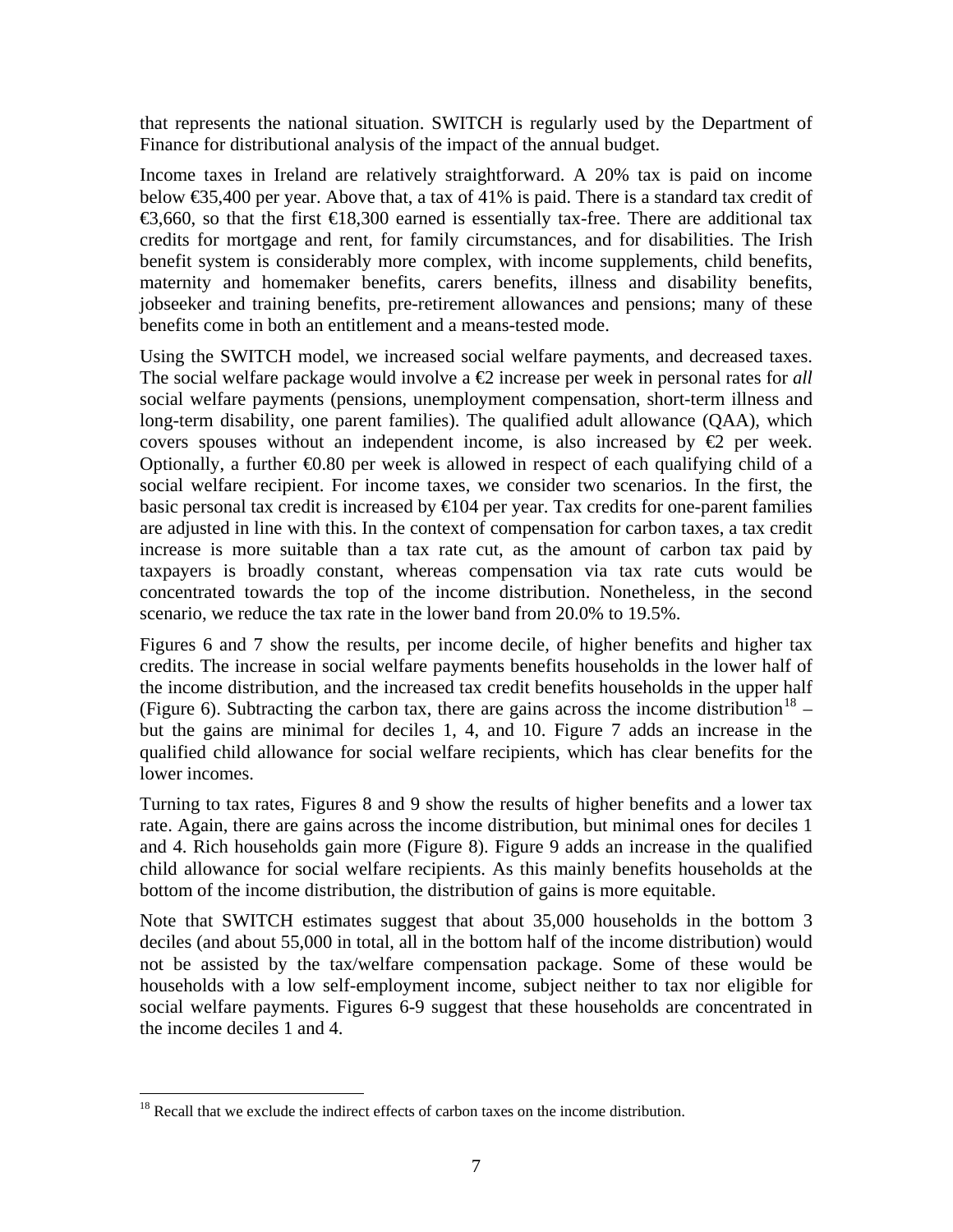that represents the national situation. SWITCH is regularly used by the Department of Finance for distributional analysis of the impact of the annual budget.

Income taxes in Ireland are relatively straightforward. A 20% tax is paid on income below €35,400 per year. Above that, a tax of 41% is paid. There is a standard tax credit of €3,660, so that the first €18,300 earned is essentially tax-free. There are additional tax credits for mortgage and rent, for family circumstances, and for disabilities. The Irish benefit system is considerably more complex, with income supplements, child benefits, maternity and homemaker benefits, carers benefits, illness and disability benefits, jobseeker and training benefits, pre-retirement allowances and pensions; many of these benefits come in both an entitlement and a means-tested mode.

Using the SWITCH model, we increased social welfare payments, and decreased taxes. The social welfare package would involve a €2 increase per week in personal rates for *all* social welfare payments (pensions, unemployment compensation, short-term illness and long-term disability, one parent families). The qualified adult allowance (QAA), which covers spouses without an independent income, is also increased by €2 per week. Optionally, a further €0.80 per week is allowed in respect of each qualifying child of a social welfare recipient. For income taxes, we consider two scenarios. In the first, the basic personal tax credit is increased by €104 per year. Tax credits for one-parent families are adjusted in line with this. In the context of compensation for carbon taxes, a tax credit increase is more suitable than a tax rate cut, as the amount of carbon tax paid by taxpayers is broadly constant, whereas compensation via tax rate cuts would be concentrated towards the top of the income distribution. Nonetheless, in the second scenario, we reduce the tax rate in the lower band from 20.0% to 19.5%.

Figures 6 and 7 show the results, per income decile, of higher benefits and higher tax credits. The increase in social welfare payments benefits households in the lower half of the income distribution, and the increased tax credit benefits households in the upper half (Figure 6). Subtracting the carbon tax, there are gains across the income distribution[18] – but the gains are minimal for deciles 1, 4, and 10. Figure 7 adds an increase in the qualified child allowance for social welfare recipients, which has clear benefits for the lower incomes.

Turning to tax rates, Figures 8 and 9 show the results of higher benefits and a lower tax rate. Again, there are gains across the income distribution, but minimal ones for deciles 1 and 4. Rich households gain more (Figure 8). Figure 9 adds an increase in the qualified child allowance for social welfare recipients. As this mainly benefits households at the bottom of the income distribution, the distribution of gains is more equitable.

Note that SWITCH estimates suggest that about 35,000 households in the bottom 3 deciles (and about 55,000 in total, all in the bottom half of the income distribution) would not be assisted by the tax/welfare compensation package. Some of these would be households with a low self-employment income, subject neither to tax nor eligible for social welfare payments. Figures 6-9 suggest that these households are concentrated in the income deciles 1 and 4.

[18] Recall that we exclude the indirect effects of carbon taxes on the income distribution.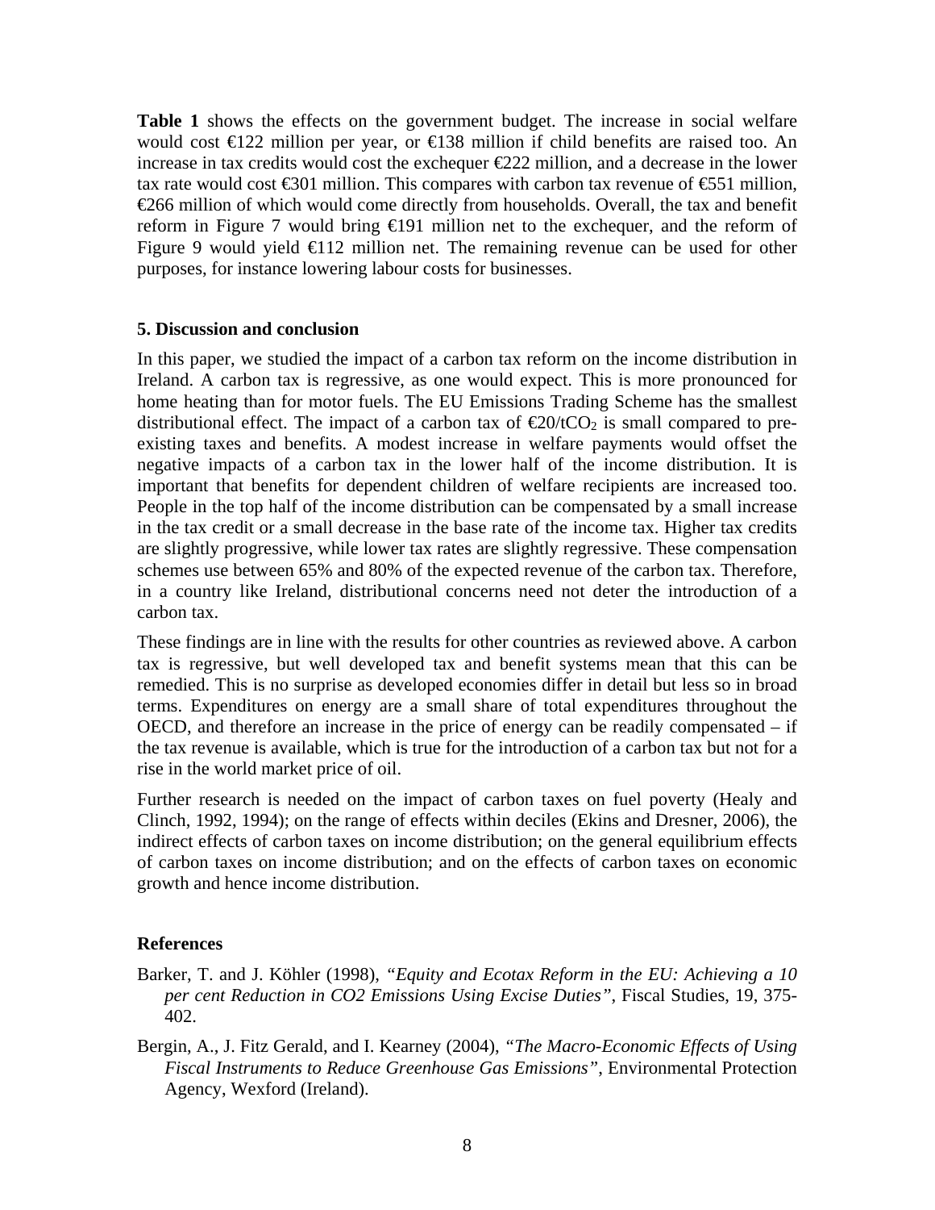**Table 1** shows the effects on the government budget. The increase in social welfare would cost €122 million per year, or €138 million if child benefits are raised too. An increase in tax credits would cost the exchequer €222 million, and a decrease in the lower tax rate would cost €301 million. This compares with carbon tax revenue of €551 million, €266 million of which would come directly from households. Overall, the tax and benefit reform in Figure 7 would bring €191 million net to the exchequer, and the reform of Figure 9 would yield €112 million net. The remaining revenue can be used for other purposes, for instance lowering labour costs for businesses.

## 5. Discussion and conclusion

In this paper, we studied the impact of a carbon tax reform on the income distribution in Ireland. A carbon tax is regressive, as one would expect. This is more pronounced for home heating than for motor fuels. The EU Emissions Trading Scheme has the smallest distributional effect. The impact of a carbon tax of €20/t$CO_2$ is small compared to pre-existing taxes and benefits. A modest increase in welfare payments would offset the negative impacts of a carbon tax in the lower half of the income distribution. It is important that benefits for dependent children of welfare recipients are increased too. People in the top half of the income distribution can be compensated by a small increase in the tax credit or a small decrease in the base rate of the income tax. Higher tax credits are slightly progressive, while lower tax rates are slightly regressive. These compensation schemes use between 65% and 80% of the expected revenue of the carbon tax. Therefore, in a country like Ireland, distributional concerns need not deter the introduction of a carbon tax.

These findings are in line with the results for other countries as reviewed above. A carbon tax is regressive, but well developed tax and benefit systems mean that this can be remedied. This is no surprise as developed economies differ in detail but less so in broad terms. Expenditures on energy are a small share of total expenditures throughout the OECD, and therefore an increase in the price of energy can be readily compensated – if the tax revenue is available, which is true for the introduction of a carbon tax but not for a rise in the world market price of oil.

Further research is needed on the impact of carbon taxes on fuel poverty (Healy and Clinch, 1992, 1994); on the range of effects within deciles (Ekins and Dresner, 2006), the indirect effects of carbon taxes on income distribution; on the general equilibrium effects of carbon taxes on income distribution; and on the effects of carbon taxes on economic growth and hence income distribution.

## References

Barker, T. and J. Köhler (1998), *"Equity and Ecotax Reform in the EU: Achieving a 10 per cent Reduction in CO2 Emissions Using Excise Duties"*, Fiscal Studies, 19, 375-402.

Bergin, A., J. Fitz Gerald, and I. Kearney (2004), *"The Macro-Economic Effects of Using Fiscal Instruments to Reduce Greenhouse Gas Emissions"*, Environmental Protection Agency, Wexford (Ireland).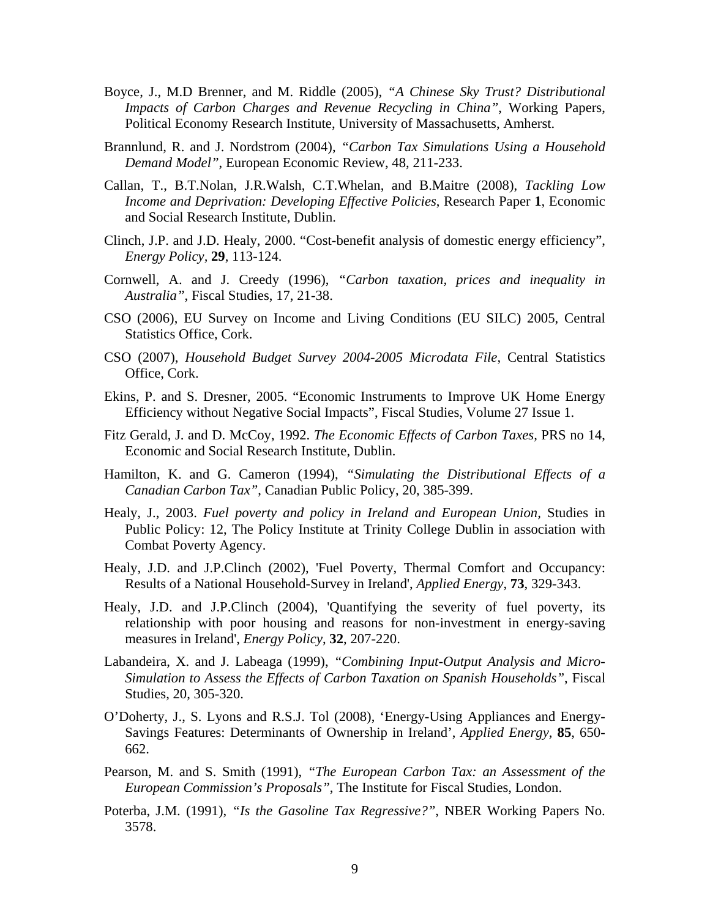Boyce, J., M.D Brenner, and M. Riddle (2005), *"A Chinese Sky Trust? Distributional Impacts of Carbon Charges and Revenue Recycling in China"*, Working Papers, Political Economy Research Institute, University of Massachusetts, Amherst.

Brannlund, R. and J. Nordstrom (2004), *"Carbon Tax Simulations Using a Household Demand Model"*, European Economic Review, 48, 211-233.

Callan, T., B.T.Nolan, J.R.Walsh, C.T.Whelan, and B.Maitre (2008), *Tackling Low Income and Deprivation: Developing Effective Policies*, Research Paper **1**, Economic and Social Research Institute, Dublin.

Clinch, J.P. and J.D. Healy, 2000. "Cost-benefit analysis of domestic energy efficiency", *Energy Policy*, **29**, 113-124.

Cornwell, A. and J. Creedy (1996), *"Carbon taxation, prices and inequality in Australia"*, Fiscal Studies, 17, 21-38.

CSO (2006), EU Survey on Income and Living Conditions (EU SILC) 2005, Central Statistics Office, Cork.

CSO (2007), *Household Budget Survey 2004-2005 Microdata File*, Central Statistics Office, Cork.

Ekins, P. and S. Dresner, 2005. "Economic Instruments to Improve UK Home Energy Efficiency without Negative Social Impacts", Fiscal Studies, Volume 27 Issue 1.

Fitz Gerald, J. and D. McCoy, 1992. *The Economic Effects of Carbon Taxes*, PRS no 14, Economic and Social Research Institute, Dublin.

Hamilton, K. and G. Cameron (1994), *"Simulating the Distributional Effects of a Canadian Carbon Tax"*, Canadian Public Policy, 20, 385-399.

Healy, J., 2003. *Fuel poverty and policy in Ireland and European Union*, Studies in Public Policy: 12, The Policy Institute at Trinity College Dublin in association with Combat Poverty Agency.

Healy, J.D. and J.P.Clinch (2002), 'Fuel Poverty, Thermal Comfort and Occupancy: Results of a National Household-Survey in Ireland', *Applied Energy*, **73**, 329-343.

Healy, J.D. and J.P.Clinch (2004), 'Quantifying the severity of fuel poverty, its relationship with poor housing and reasons for non-investment in energy-saving measures in Ireland', *Energy Policy*, **32**, 207-220.

Labandeira, X. and J. Labeaga (1999), *"Combining Input-Output Analysis and Micro-Simulation to Assess the Effects of Carbon Taxation on Spanish Households"*, Fiscal Studies, 20, 305-320.

O'Doherty, J., S. Lyons and R.S.J. Tol (2008), 'Energy-Using Appliances and Energy-Savings Features: Determinants of Ownership in Ireland', *Applied Energy*, **85**, 650-662.

Pearson, M. and S. Smith (1991), *"The European Carbon Tax: an Assessment of the European Commission's Proposals"*, The Institute for Fiscal Studies, London.

Poterba, J.M. (1991), *"Is the Gasoline Tax Regressive?"*, NBER Working Papers No. 3578.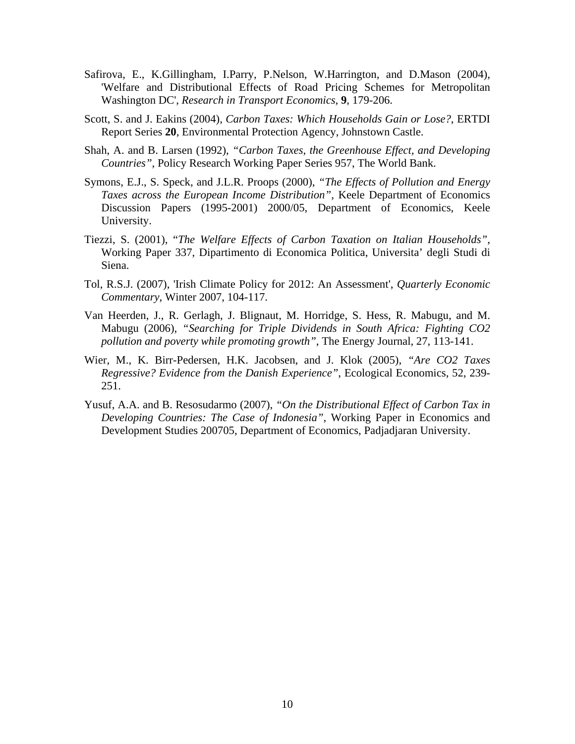Safirova, E., K.Gillingham, I.Parry, P.Nelson, W.Harrington, and D.Mason (2004), 'Welfare and Distributional Effects of Road Pricing Schemes for Metropolitan Washington DC', *Research in Transport Economics*, **9**, 179-206.

Scott, S. and J. Eakins (2004), *Carbon Taxes: Which Households Gain or Lose?*, ERTDI Report Series **20**, Environmental Protection Agency, Johnstown Castle.

Shah, A. and B. Larsen (1992), *"Carbon Taxes, the Greenhouse Effect, and Developing Countries"*, Policy Research Working Paper Series 957, The World Bank.

Symons, E.J., S. Speck, and J.L.R. Proops (2000), *"The Effects of Pollution and Energy Taxes across the European Income Distribution"*, Keele Department of Economics Discussion Papers (1995-2001) 2000/05, Department of Economics, Keele University.

Tiezzi, S. (2001), *"The Welfare Effects of Carbon Taxation on Italian Households"*, Working Paper 337, Dipartimento di Economica Politica, Universita' degli Studi di Siena.

Tol, R.S.J. (2007), 'Irish Climate Policy for 2012: An Assessment', *Quarterly Economic Commentary*, Winter 2007, 104-117.

Van Heerden, J., R. Gerlagh, J. Blignaut, M. Horridge, S. Hess, R. Mabugu, and M. Mabugu (2006), *"Searching for Triple Dividends in South Africa: Fighting CO2 pollution and poverty while promoting growth"*, The Energy Journal, 27, 113-141.

Wier, M., K. Birr-Pedersen, H.K. Jacobsen, and J. Klok (2005), *"Are CO2 Taxes Regressive? Evidence from the Danish Experience"*, Ecological Economics, 52, 239-251.

Yusuf, A.A. and B. Resosudarmo (2007), *"On the Distributional Effect of Carbon Tax in Developing Countries: The Case of Indonesia"*, Working Paper in Economics and Development Studies 200705, Department of Economics, Padjadjaran University.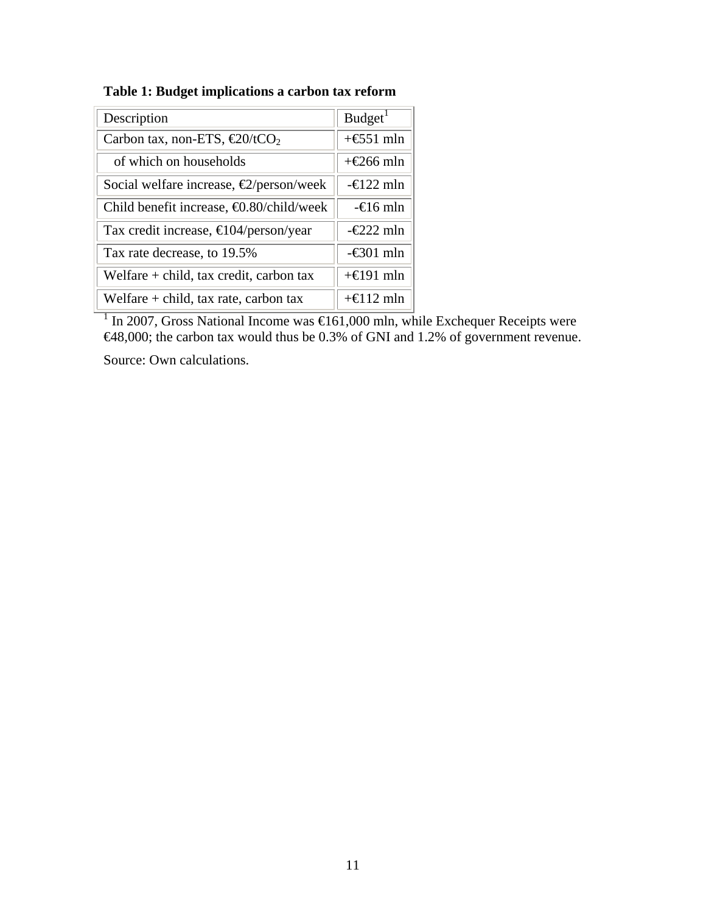**Table 1: Budget implications a carbon tax reform**

| Description | Budget[1] |
|---|---|
| Carbon tax, non-ETS, €20/t$CO_2$ | +€551 mln |
| of which on households | +€266 mln |
| Social welfare increase, €2/person/week | -€122 mln |
| Child benefit increase, €0.80/child/week | -€16 mln |
| Tax credit increase, €104/person/year | -€222 mln |
| Tax rate decrease, to 19.5% | -€301 mln |
| Welfare + child, tax credit, carbon tax | +€191 mln |
| Welfare + child, tax rate, carbon tax | +€112 mln |

[1] In 2007, Gross National Income was €161,000 mln, while Exchequer Receipts were €48,000; the carbon tax would thus be 0.3% of GNI and 1.2% of government revenue.

Source: Own calculations.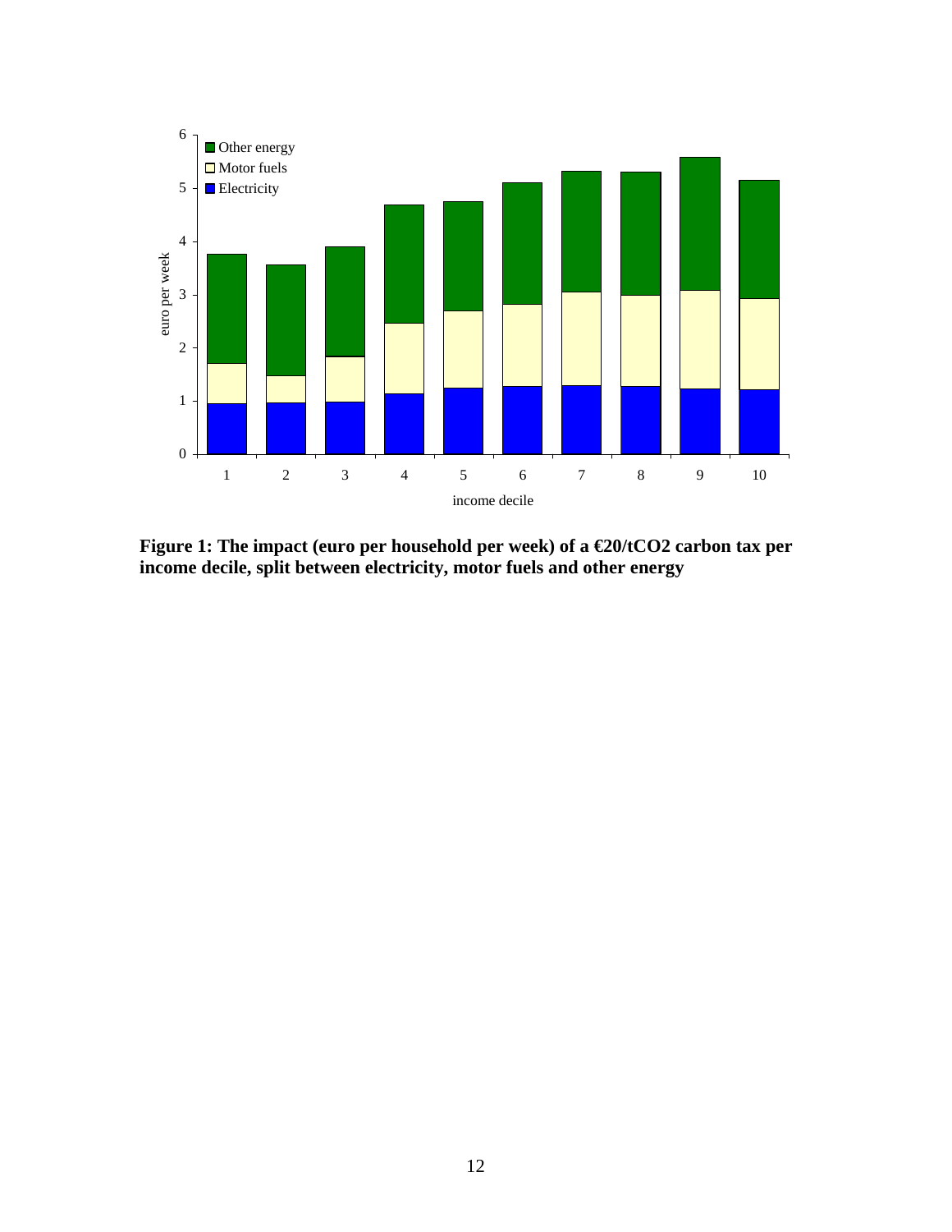**Figure 1: The impact (euro per household per week) of a €20/tCO2 carbon tax per income decile, split between electricity, motor fuels and other energy**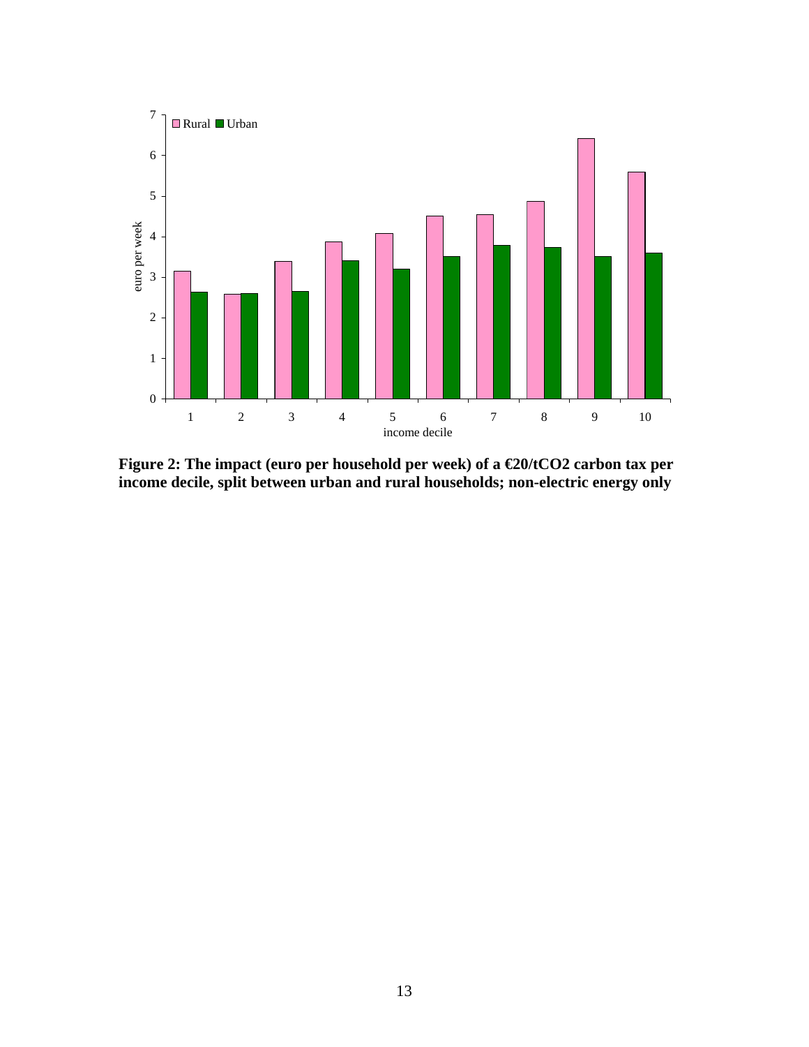**Figure 2: The impact (euro per household per week) of a €20/tCO2 carbon tax per income decile, split between urban and rural households; non-electric energy only**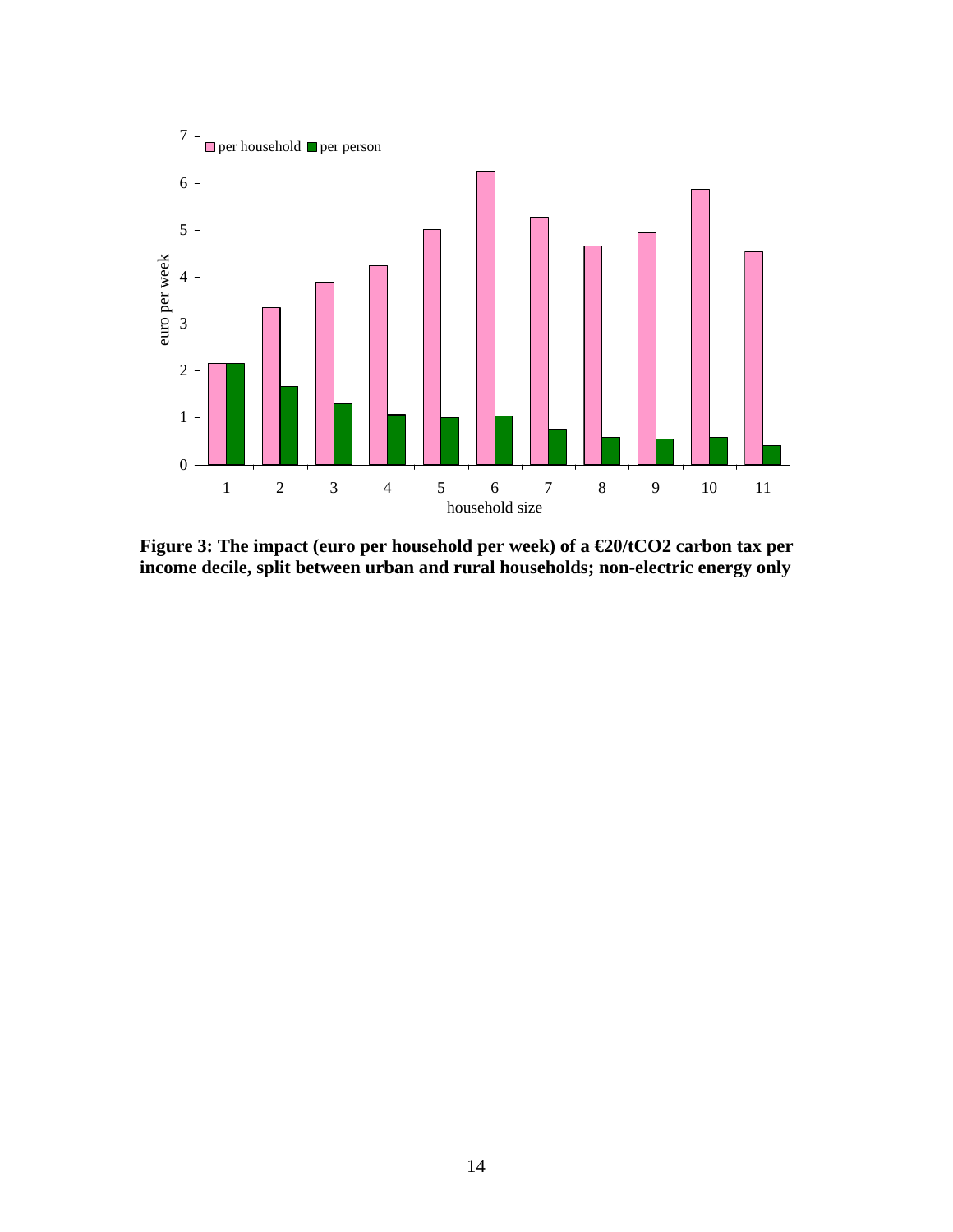**Figure 3: The impact (euro per household per week) of a €20/tCO2 carbon tax per income decile, split between urban and rural households; non-electric energy only**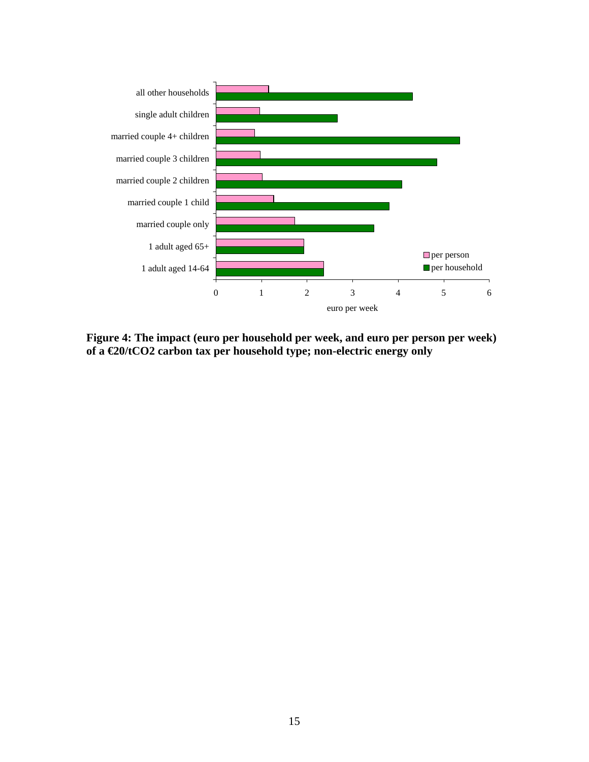**Figure 4: The impact (euro per household per week, and euro per person per week) of a €20/tCO2 carbon tax per household type; non-electric energy only**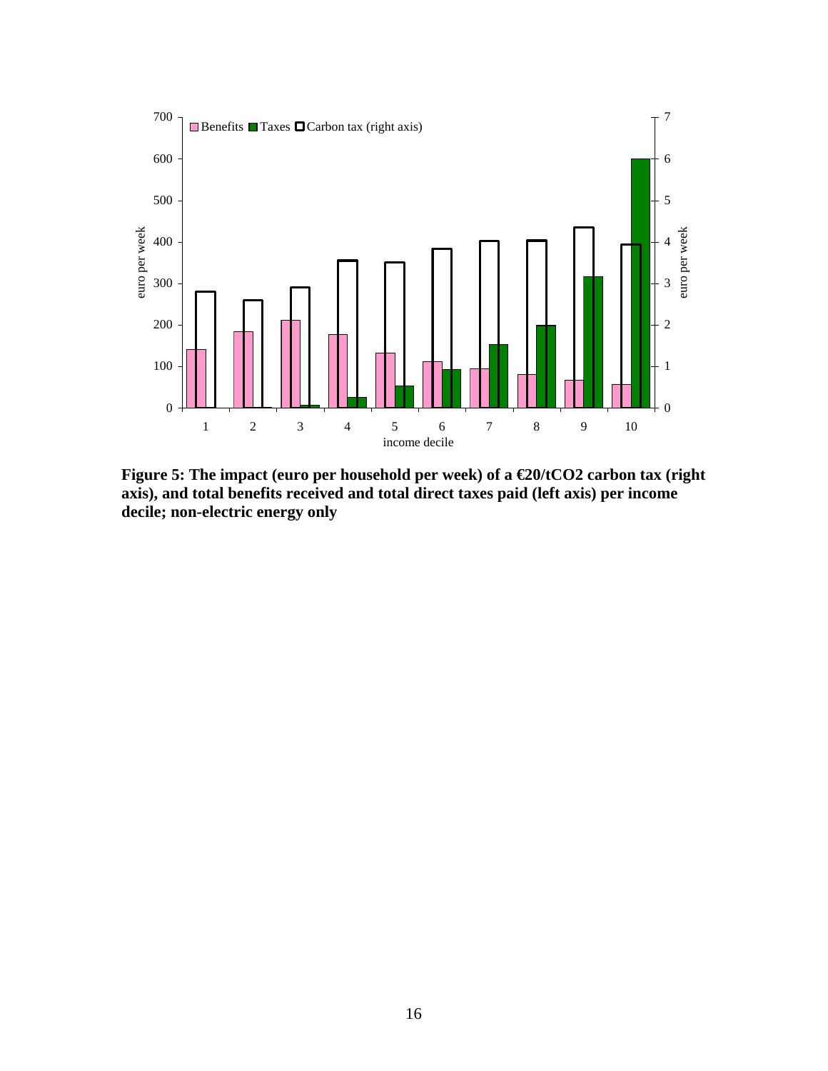**Figure 5: The impact (euro per household per week) of a €20/tCO2 carbon tax (right axis), and total benefits received and total direct taxes paid (left axis) per income decile; non-electric energy only**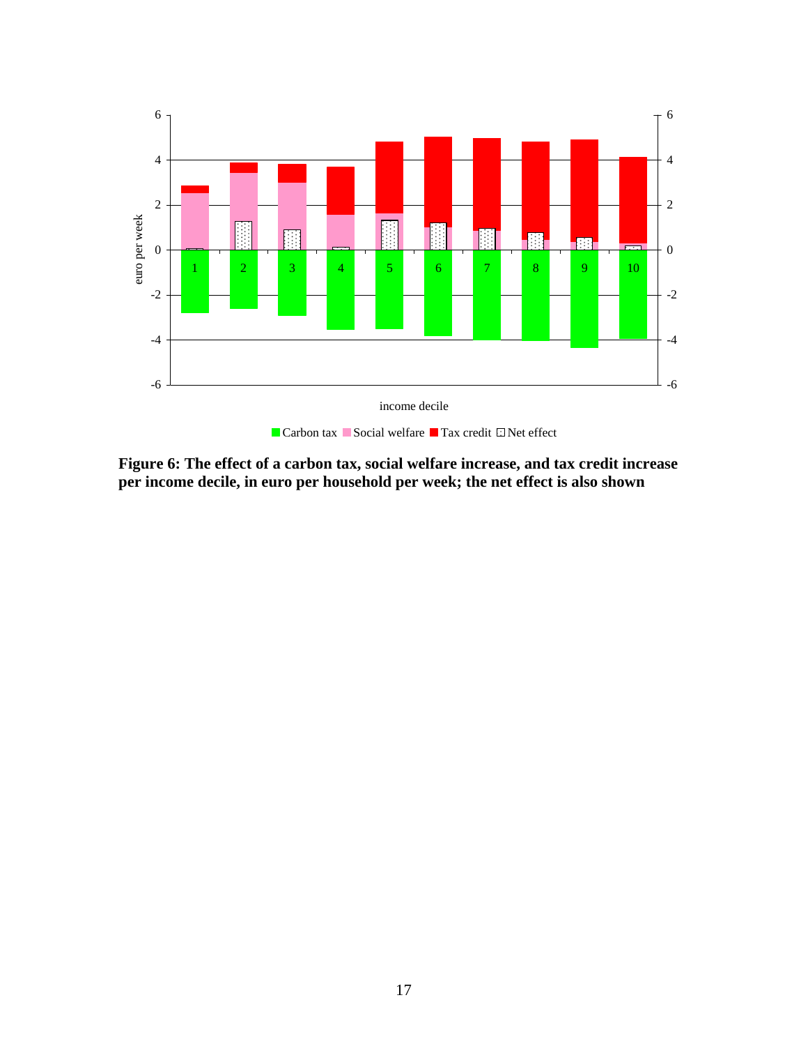**Figure 6: The effect of a carbon tax, social welfare increase, and tax credit increase per income decile, in euro per household per week; the net effect is also shown**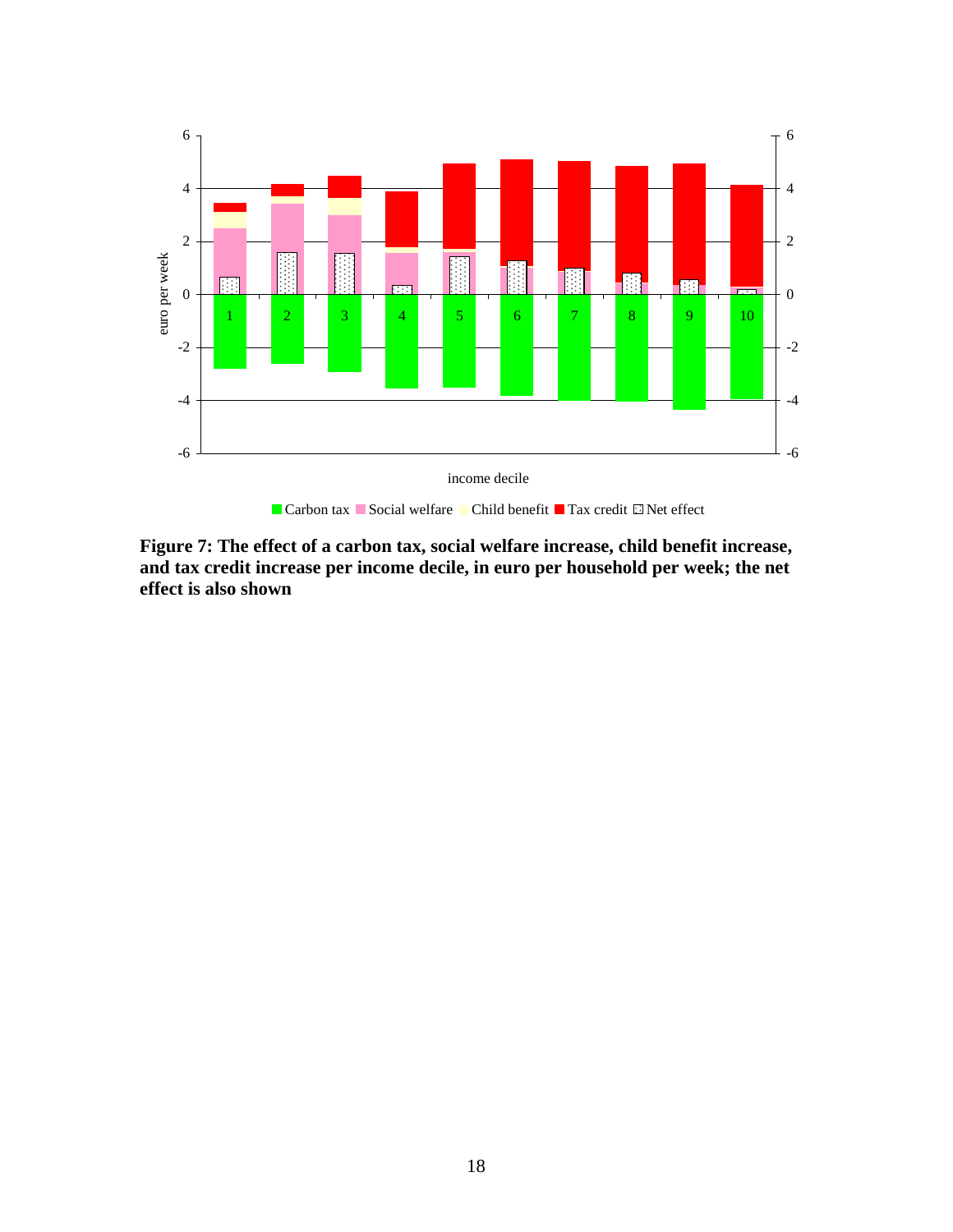**Figure 7: The effect of a carbon tax, social welfare increase, child benefit increase, and tax credit increase per income decile, in euro per household per week; the net effect is also shown**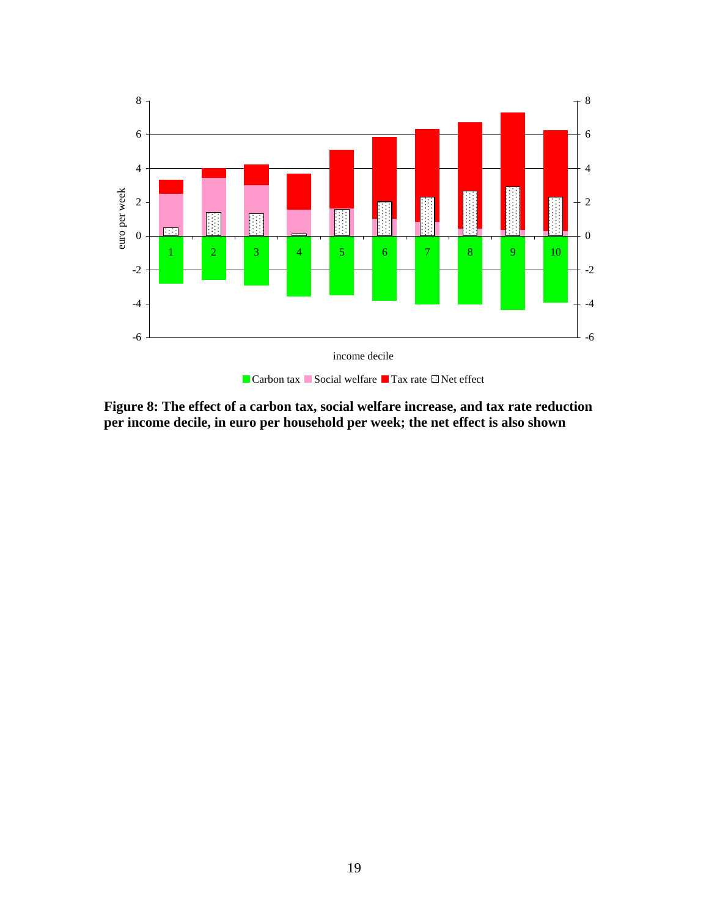**Figure 8: The effect of a carbon tax, social welfare increase, and tax rate reduction per income decile, in euro per household per week; the net effect is also shown**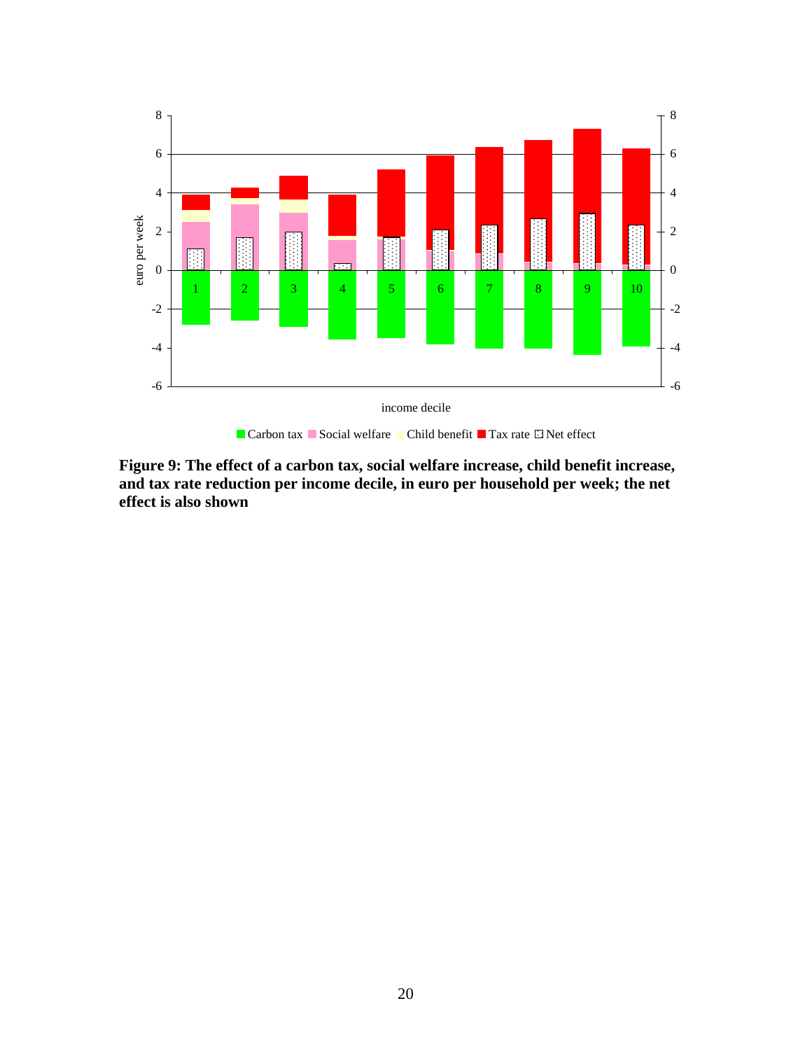**Figure 9: The effect of a carbon tax, social welfare increase, child benefit increase, and tax rate reduction per income decile, in euro per household per week; the net effect is also shown**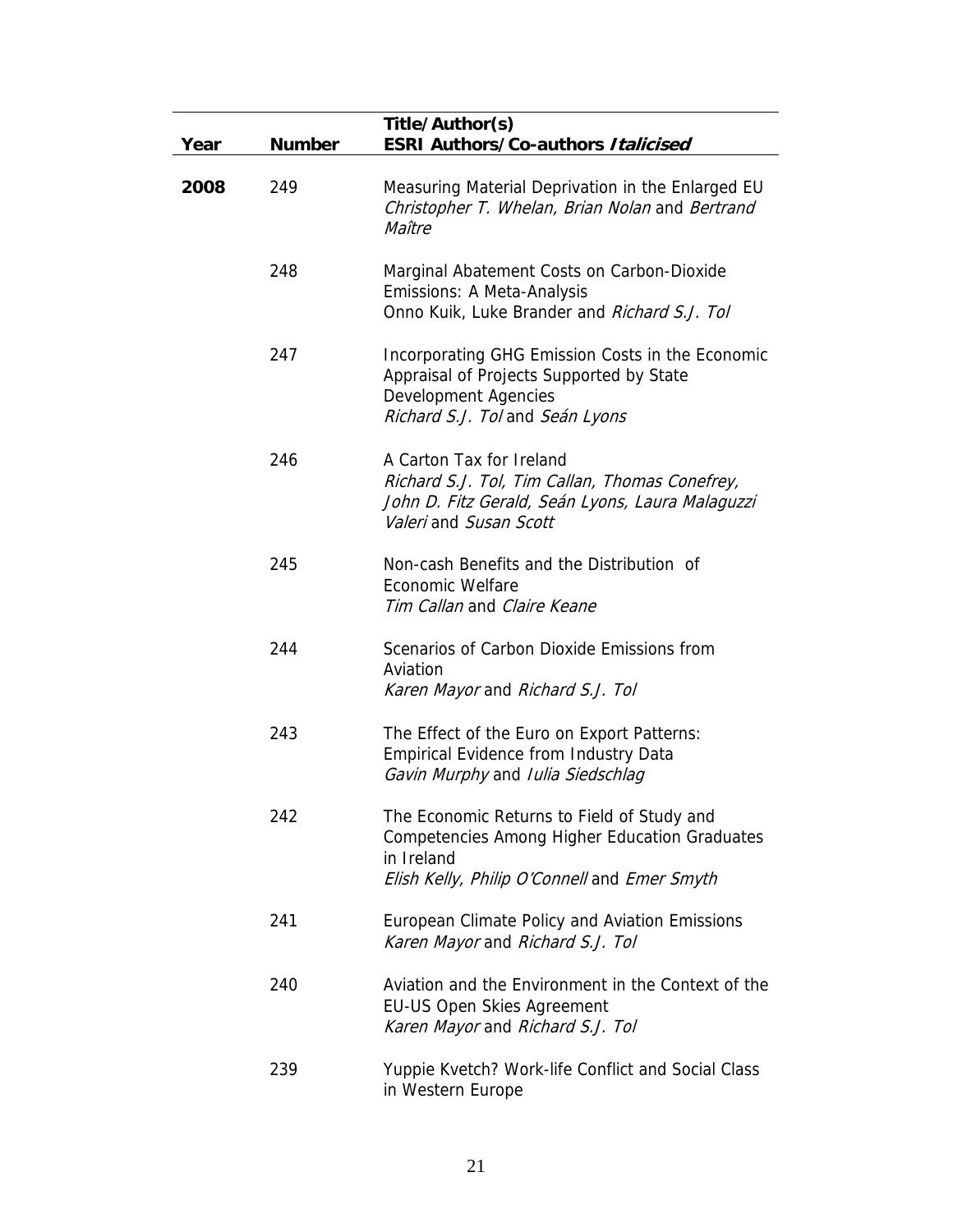| Year | Number | Title/Author(s)<br>**ESRI Authors/Co-authors *Italicised*** |
|---|---|---|
| **2008** | 249 | Measuring Material Deprivation in the Enlarged EU<br>*Christopher T. Whelan, Brian Nolan* and *Bertrand Maître* |
| | 248 | Marginal Abatement Costs on Carbon-Dioxide Emissions: A Meta-Analysis<br>Onno Kuik, Luke Brander and *Richard S.J. Tol* |
| | 247 | Incorporating GHG Emission Costs in the Economic Appraisal of Projects Supported by State Development Agencies<br>*Richard S.J. Tol* and *Seán Lyons* |
| | 246 | A Carton Tax for Ireland<br>*Richard S.J. Tol, Tim Callan, Thomas Conefrey, John D. Fitz Gerald, Seán Lyons, Laura Malaguzzi Valeri* and *Susan Scott* |
| | 245 | Non-cash Benefits and the Distribution of Economic Welfare<br>*Tim Callan* and *Claire Keane* |
| | 244 | Scenarios of Carbon Dioxide Emissions from Aviation<br>*Karen Mayor* and *Richard S.J. Tol* |
| | 243 | The Effect of the Euro on Export Patterns: Empirical Evidence from Industry Data<br>*Gavin Murphy* and *Iulia Siedschlag* |
| | 242 | The Economic Returns to Field of Study and Competencies Among Higher Education Graduates in Ireland<br>*Elish Kelly, Philip O'Connell* and *Emer Smyth* |
| | 241 | European Climate Policy and Aviation Emissions<br>*Karen Mayor* and *Richard S.J. Tol* |
| | 240 | Aviation and the Environment in the Context of the EU-US Open Skies Agreement<br>*Karen Mayor* and *Richard S.J. Tol* |
| | 239 | Yuppie Kvetch? Work-life Conflict and Social Class in Western Europe |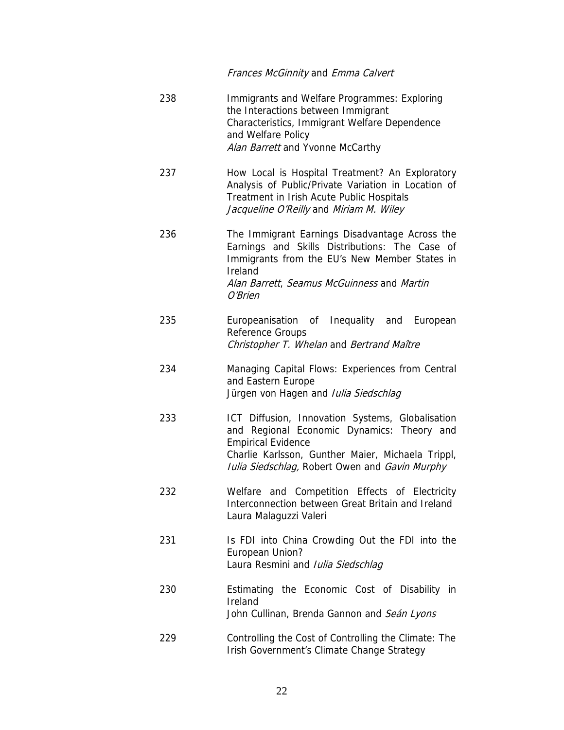*Frances McGinnity* and *Emma Calvert*

238 Immigrants and Welfare Programmes: Exploring the Interactions between Immigrant Characteristics, Immigrant Welfare Dependence and Welfare Policy
*Alan Barrett* and Yvonne McCarthy

237 How Local is Hospital Treatment? An Exploratory Analysis of Public/Private Variation in Location of Treatment in Irish Acute Public Hospitals
*Jacqueline O'Reilly* and *Miriam M. Wiley*

236 The Immigrant Earnings Disadvantage Across the Earnings and Skills Distributions: The Case of Immigrants from the EU's New Member States in Ireland
*Alan Barrett*, *Seamus McGuinness* and *Martin O'Brien*

235 Europeanisation of Inequality and European Reference Groups
*Christopher T. Whelan* and *Bertrand Maître*

234 Managing Capital Flows: Experiences from Central and Eastern Europe
Jürgen von Hagen and *Iulia Siedschlag*

233 ICT Diffusion, Innovation Systems, Globalisation and Regional Economic Dynamics: Theory and Empirical Evidence
Charlie Karlsson, Gunther Maier, Michaela Trippl, *Iulia Siedschlag,* Robert Owen and *Gavin Murphy*

232 Welfare and Competition Effects of Electricity Interconnection between Great Britain and Ireland
Laura Malaguzzi Valeri

231 Is FDI into China Crowding Out the FDI into the European Union?
Laura Resmini and *Iulia Siedschlag*

230 Estimating the Economic Cost of Disability in Ireland
John Cullinan, Brenda Gannon and *Seán Lyons*

229 Controlling the Cost of Controlling the Climate: The Irish Government's Climate Change Strategy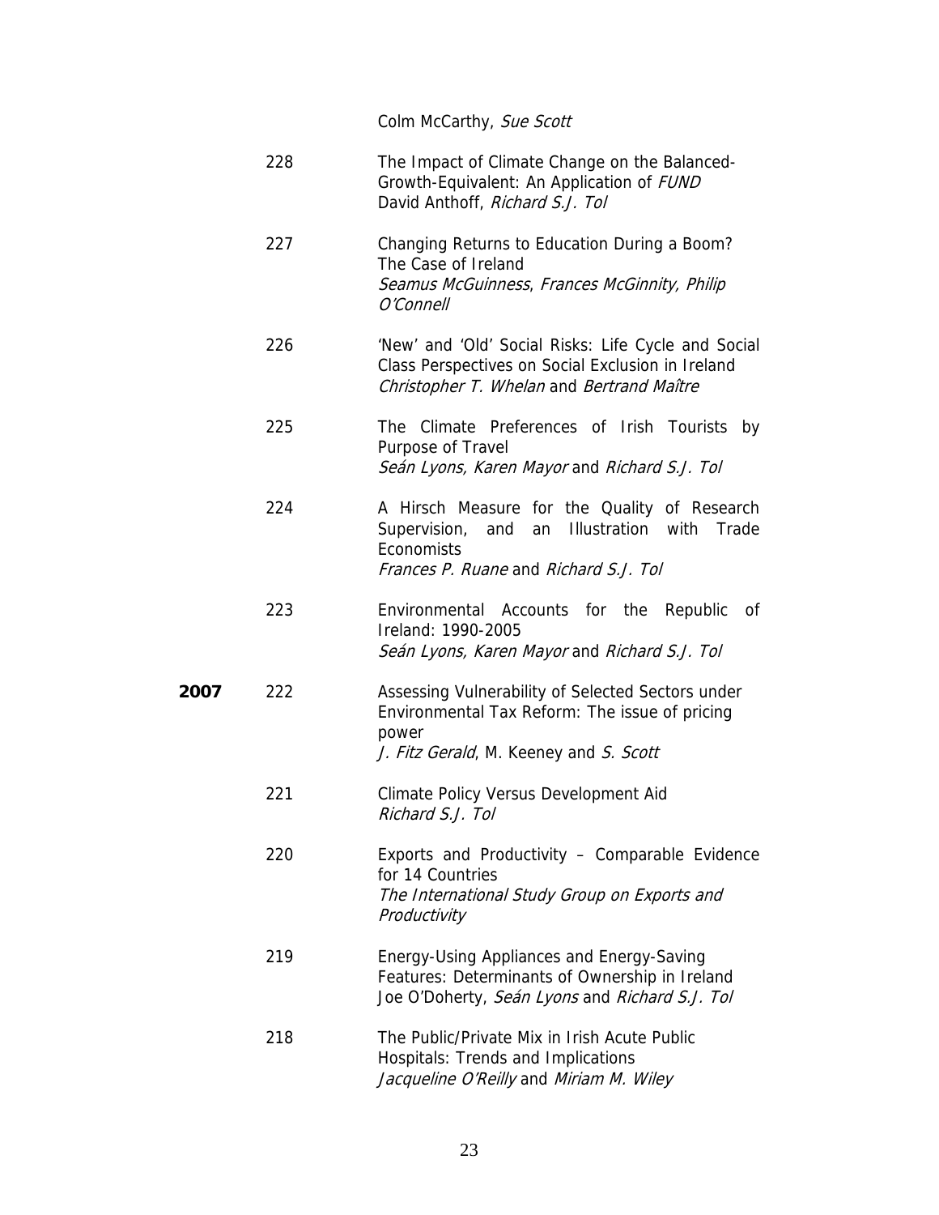Colm McCarthy, *Sue Scott*

| | | |
|---|---|---|
| | 228 | The Impact of Climate Change on the Balanced-Growth-Equivalent: An Application of *FUND*<br>David Anthoff, *Richard S.J. Tol* |
| | 227 | Changing Returns to Education During a Boom? The Case of Ireland<br>*Seamus McGuinness*, *Frances McGinnity, Philip O'Connell* |
| | 226 | 'New' and 'Old' Social Risks: Life Cycle and Social Class Perspectives on Social Exclusion in Ireland<br>*Christopher T. Whelan* and *Bertrand Maître* |
| | 225 | The Climate Preferences of Irish Tourists by Purpose of Travel<br>*Seán Lyons, Karen Mayor* and *Richard S.J. Tol* |
| | 224 | A Hirsch Measure for the Quality of Research Supervision, and an Illustration with Trade Economists<br>*Frances P. Ruane* and *Richard S.J. Tol* |
| | 223 | Environmental Accounts for the Republic of Ireland: 1990-2005<br>*Seán Lyons, Karen Mayor* and *Richard S.J. Tol* |
| **2007** | 222 | Assessing Vulnerability of Selected Sectors under Environmental Tax Reform: The issue of pricing power<br>*J. Fitz Gerald*, M. Keeney and *S. Scott* |
| | 221 | Climate Policy Versus Development Aid<br>*Richard S.J. Tol* |
| | 220 | Exports and Productivity – Comparable Evidence for 14 Countries<br>*The International Study Group on Exports and Productivity* |
| | 219 | Energy-Using Appliances and Energy-Saving Features: Determinants of Ownership in Ireland<br>Joe O'Doherty, *Seán Lyons* and *Richard S.J. Tol* |
| | 218 | The Public/Private Mix in Irish Acute Public Hospitals: Trends and Implications<br>*Jacqueline O'Reilly* and *Miriam M. Wiley* |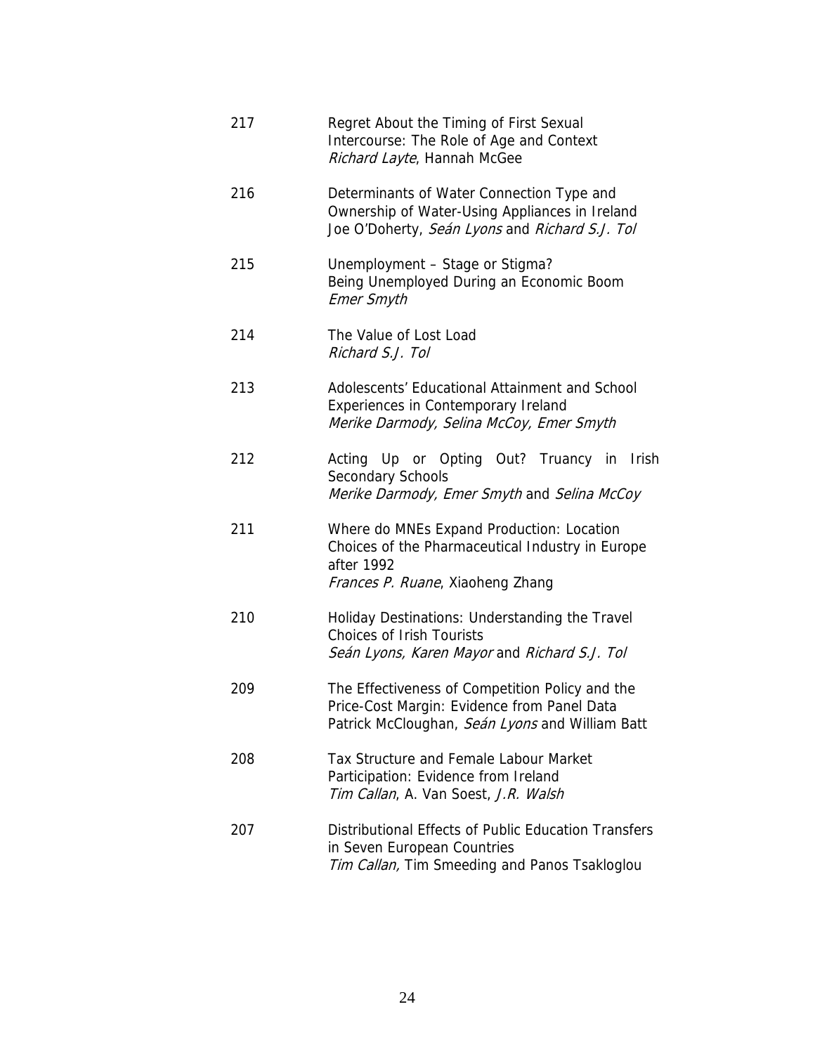| | | |
|---|---|---|
| 217 | Regret About the Timing of First Sexual Intercourse: The Role of Age and Context<br>*Richard Layte*, Hannah McGee |
| 216 | Determinants of Water Connection Type and Ownership of Water-Using Appliances in Ireland<br>Joe O'Doherty, *Seán Lyons* and *Richard S.J. Tol* |
| 215 | Unemployment – Stage or Stigma? Being Unemployed During an Economic Boom<br>*Emer Smyth* |
| 214 | The Value of Lost Load<br>*Richard S.J. Tol* |
| 213 | Adolescents' Educational Attainment and School Experiences in Contemporary Ireland<br>*Merike Darmody, Selina McCoy, Emer Smyth* |
| 212 | Acting Up or Opting Out? Truancy in Irish Secondary Schools<br>*Merike Darmody, Emer Smyth* and *Selina McCoy* |
| 211 | Where do MNEs Expand Production: Location Choices of the Pharmaceutical Industry in Europe after 1992<br>*Frances P. Ruane*, Xiaoheng Zhang |
| 210 | Holiday Destinations: Understanding the Travel Choices of Irish Tourists<br>*Seán Lyons, Karen Mayor* and *Richard S.J. Tol* |
| 209 | The Effectiveness of Competition Policy and the Price-Cost Margin: Evidence from Panel Data<br>Patrick McCloughan, *Seán Lyons* and William Batt |
| 208 | Tax Structure and Female Labour Market Participation: Evidence from Ireland<br>*Tim Callan*, A. Van Soest, *J.R. Walsh* |
| 207 | Distributional Effects of Public Education Transfers in Seven European Countries<br>*Tim Callan,* Tim Smeeding and Panos Tsakloglou |